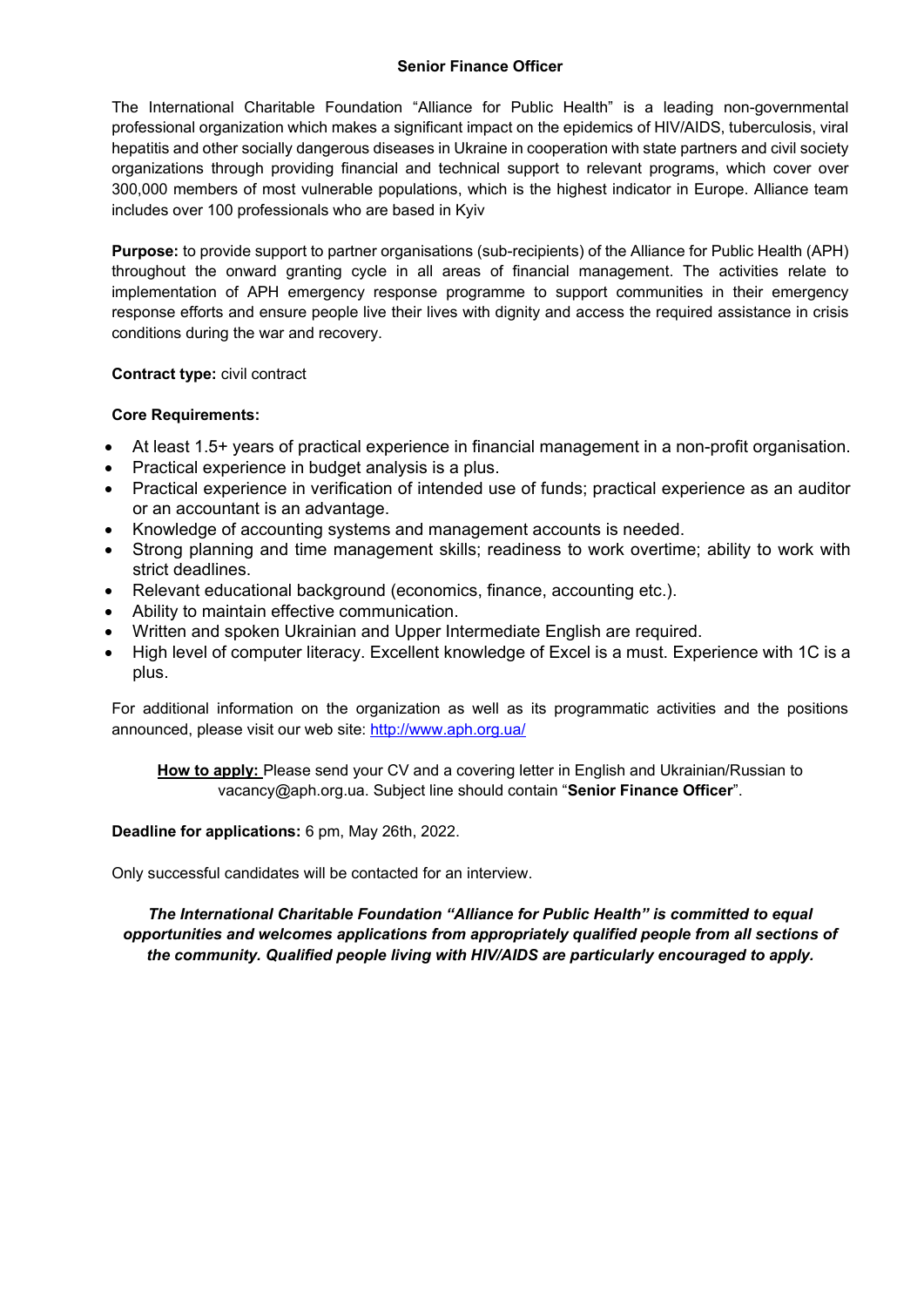# Senior Finance Officer

The International Charitable Foundation "Alliance for Public Health" is a leading non-governmental professional organization which makes a significant impact on the epidemics of HIV/AIDS, tuberculosis, viral hepatitis and other socially dangerous diseases in Ukraine in cooperation with state partners and civil society organizations through providing financial and technical support to relevant programs, which cover over 300,000 members of most vulnerable populations, which is the highest indicator in Europe. Alliance team includes over 100 professionals who are based in Kyiv

**Purpose:** to provide support to partner organisations (sub-recipients) of the Alliance for Public Health (APH) throughout the onward granting cycle in all areas of financial management. The activities relate to implementation of APH emergency response programme to support communities in their emergency response efforts and ensure people live their lives with dignity and access the required assistance in crisis conditions during the war and recovery.

**Contract type:** civil contract

**Core Requirements:**

- At least 1.5+ years of practical experience in financial management in a non-profit organisation.
- Practical experience in budget analysis is a plus.
- Practical experience in verification of intended use of funds; practical experience as an auditor or an accountant is an advantage.
- Knowledge of accounting systems and management accounts is needed.
- Strong planning and time management skills; readiness to work overtime; ability to work with strict deadlines.
- Relevant educational background (economics, finance, accounting etc.).
- Ability to maintain effective communication.
- Written and spoken Ukrainian and Upper Intermediate English are required.
- High level of computer literacy. Excellent knowledge of Excel is a must. Experience with 1C is a plus.

For additional information on the organization as well as its programmatic activities and the positions announced, please visit our web site: [http://www.aph.org.ua/](http://www.aph.org.ua/)

**How to apply:** Please send your CV and a covering letter in English and Ukrainian/Russian to vacancy@aph.org.ua. Subject line should contain "**Senior Finance Officer**".

**Deadline for applications:** 6 pm, May 26th, 2022.

Only successful candidates will be contacted for an interview.

***The International Charitable Foundation "Alliance for Public Health" is committed to equal opportunities and welcomes applications from appropriately qualified people from all sections of the community. Qualified people living with HIV/AIDS are particularly encouraged to apply.***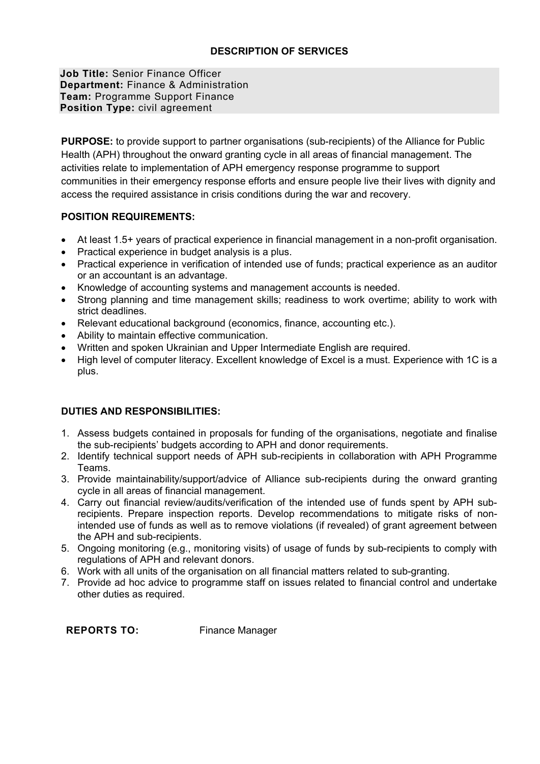## DESCRIPTION OF SERVICES

**Job Title:** Senior Finance Officer
**Department:** Finance & Administration
**Team:** Programme Support Finance
**Position Type:** civil agreement

**PURPOSE:** to provide support to partner organisations (sub-recipients) of the Alliance for Public Health (APH) throughout the onward granting cycle in all areas of financial management. The activities relate to implementation of APH emergency response programme to support communities in their emergency response efforts and ensure people live their lives with dignity and access the required assistance in crisis conditions during the war and recovery.

**POSITION REQUIREMENTS:**

- At least 1.5+ years of practical experience in financial management in a non-profit organisation.
- Practical experience in budget analysis is a plus.
- Practical experience in verification of intended use of funds; practical experience as an auditor or an accountant is an advantage.
- Knowledge of accounting systems and management accounts is needed.
- Strong planning and time management skills; readiness to work overtime; ability to work with strict deadlines.
- Relevant educational background (economics, finance, accounting etc.).
- Ability to maintain effective communication.
- Written and spoken Ukrainian and Upper Intermediate English are required.
- High level of computer literacy. Excellent knowledge of Excel is a must. Experience with 1C is a plus.

**DUTIES AND RESPONSIBILITIES:**

1. Assess budgets contained in proposals for funding of the organisations, negotiate and finalise the sub-recipients' budgets according to APH and donor requirements.
2. Identify technical support needs of APH sub-recipients in collaboration with APH Programme Teams.
3. Provide maintainability/support/advice of Alliance sub-recipients during the onward granting cycle in all areas of financial management.
4. Carry out financial review/audits/verification of the intended use of funds spent by APH sub-recipients. Prepare inspection reports. Develop recommendations to mitigate risks of non-intended use of funds as well as to remove violations (if revealed) of grant agreement between the APH and sub-recipients.
5. Ongoing monitoring (e.g., monitoring visits) of usage of funds by sub-recipients to comply with regulations of APH and relevant donors.
6. Work with all units of the organisation on all financial matters related to sub-granting.
7. Provide ad hoc advice to programme staff on issues related to financial control and undertake other duties as required.

**REPORTS TO:** Finance Manager